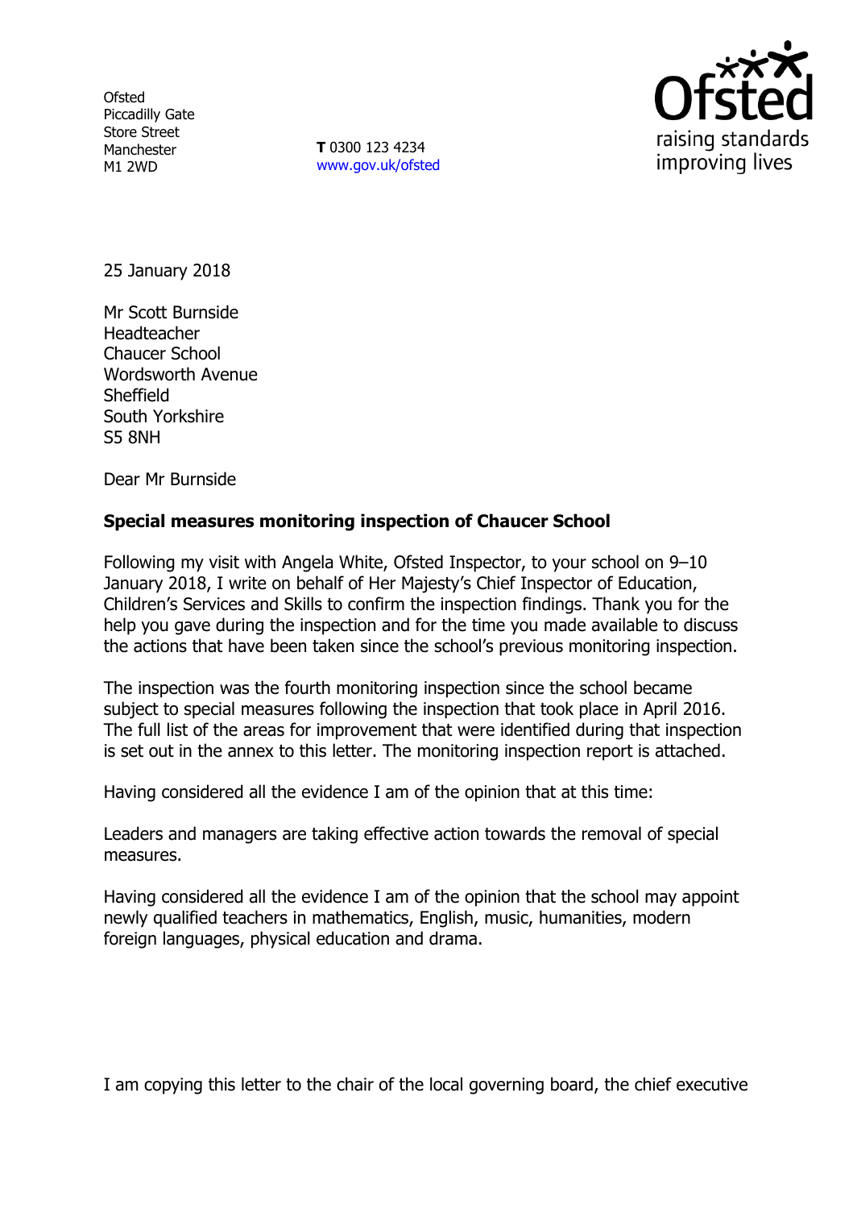Ofsted
Piccadilly Gate
Store Street
Manchester
M1 2WD

**T** 0300 123 4234
www.gov.uk/ofsted

Ofsted
raising standards
improving lives

25 January 2018

Mr Scott Burnside
Headteacher
Chaucer School
Wordsworth Avenue
Sheffield
South Yorkshire
S5 8NH

Dear Mr Burnside

**Special measures monitoring inspection of Chaucer School**

Following my visit with Angela White, Ofsted Inspector, to your school on 9–10 January 2018, I write on behalf of Her Majesty's Chief Inspector of Education, Children's Services and Skills to confirm the inspection findings. Thank you for the help you gave during the inspection and for the time you made available to discuss the actions that have been taken since the school's previous monitoring inspection.

The inspection was the fourth monitoring inspection since the school became subject to special measures following the inspection that took place in April 2016. The full list of the areas for improvement that were identified during that inspection is set out in the annex to this letter. The monitoring inspection report is attached.

Having considered all the evidence I am of the opinion that at this time:

Leaders and managers are taking effective action towards the removal of special measures.

Having considered all the evidence I am of the opinion that the school may appoint newly qualified teachers in mathematics, English, music, humanities, modern foreign languages, physical education and drama.

I am copying this letter to the chair of the local governing board, the chief executive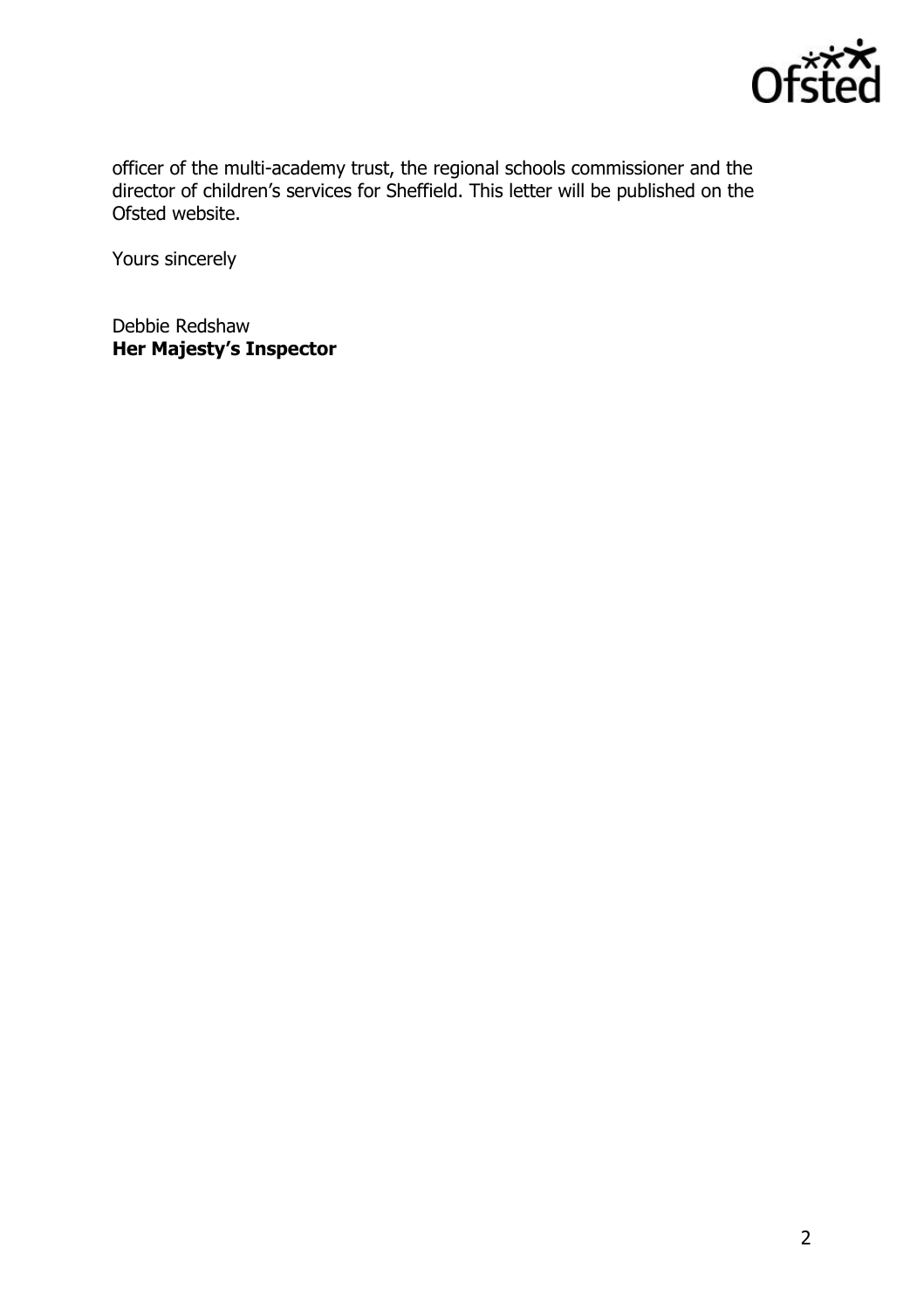officer of the multi-academy trust, the regional schools commissioner and the director of children's services for Sheffield. This letter will be published on the Ofsted website.

Yours sincerely

Debbie Redshaw
**Her Majesty's Inspector**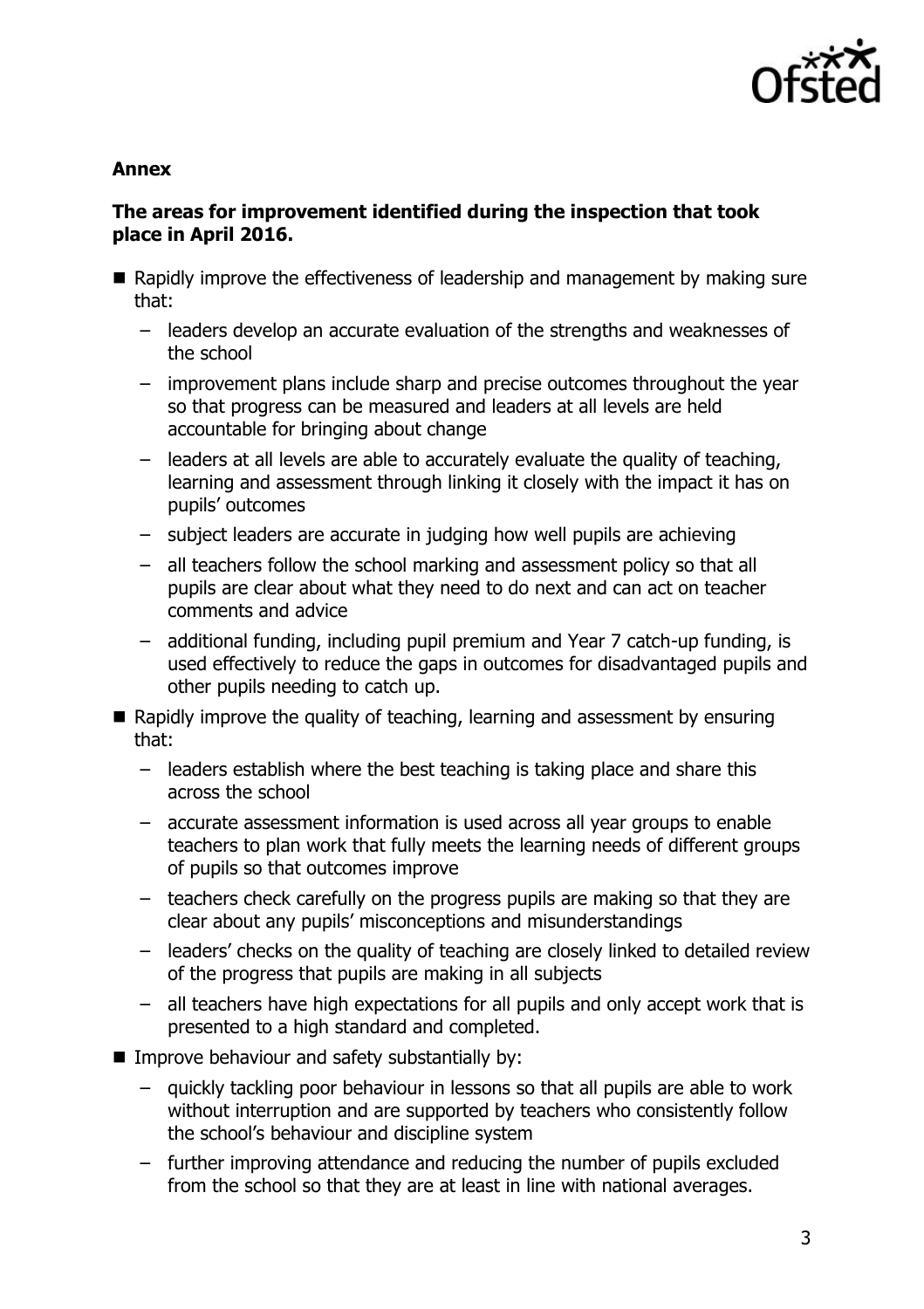**Annex**

**The areas for improvement identified during the inspection that took place in April 2016.**

- Rapidly improve the effectiveness of leadership and management by making sure that:
  - leaders develop an accurate evaluation of the strengths and weaknesses of the school
  - improvement plans include sharp and precise outcomes throughout the year so that progress can be measured and leaders at all levels are held accountable for bringing about change
  - leaders at all levels are able to accurately evaluate the quality of teaching, learning and assessment through linking it closely with the impact it has on pupils' outcomes
  - subject leaders are accurate in judging how well pupils are achieving
  - all teachers follow the school marking and assessment policy so that all pupils are clear about what they need to do next and can act on teacher comments and advice
  - additional funding, including pupil premium and Year 7 catch-up funding, is used effectively to reduce the gaps in outcomes for disadvantaged pupils and other pupils needing to catch up.
- Rapidly improve the quality of teaching, learning and assessment by ensuring that:
  - leaders establish where the best teaching is taking place and share this across the school
  - accurate assessment information is used across all year groups to enable teachers to plan work that fully meets the learning needs of different groups of pupils so that outcomes improve
  - teachers check carefully on the progress pupils are making so that they are clear about any pupils' misconceptions and misunderstandings
  - leaders' checks on the quality of teaching are closely linked to detailed review of the progress that pupils are making in all subjects
  - all teachers have high expectations for all pupils and only accept work that is presented to a high standard and completed.
- Improve behaviour and safety substantially by:
  - quickly tackling poor behaviour in lessons so that all pupils are able to work without interruption and are supported by teachers who consistently follow the school's behaviour and discipline system
  - further improving attendance and reducing the number of pupils excluded from the school so that they are at least in line with national averages.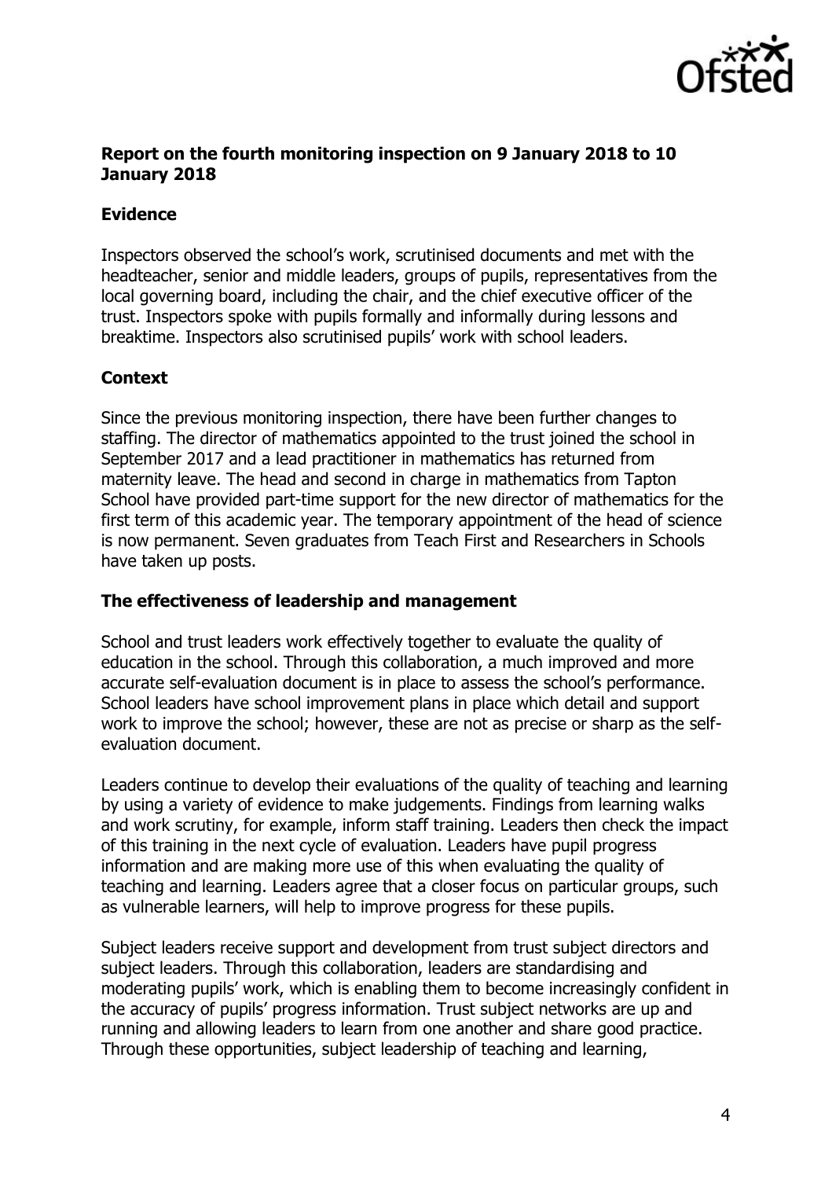**Report on the fourth monitoring inspection on 9 January 2018 to 10 January 2018**

**Evidence**

Inspectors observed the school's work, scrutinised documents and met with the headteacher, senior and middle leaders, groups of pupils, representatives from the local governing board, including the chair, and the chief executive officer of the trust. Inspectors spoke with pupils formally and informally during lessons and breaktime. Inspectors also scrutinised pupils' work with school leaders.

**Context**

Since the previous monitoring inspection, there have been further changes to staffing. The director of mathematics appointed to the trust joined the school in September 2017 and a lead practitioner in mathematics has returned from maternity leave. The head and second in charge in mathematics from Tapton School have provided part-time support for the new director of mathematics for the first term of this academic year. The temporary appointment of the head of science is now permanent. Seven graduates from Teach First and Researchers in Schools have taken up posts.

**The effectiveness of leadership and management**

School and trust leaders work effectively together to evaluate the quality of education in the school. Through this collaboration, a much improved and more accurate self-evaluation document is in place to assess the school's performance. School leaders have school improvement plans in place which detail and support work to improve the school; however, these are not as precise or sharp as the self-evaluation document.

Leaders continue to develop their evaluations of the quality of teaching and learning by using a variety of evidence to make judgements. Findings from learning walks and work scrutiny, for example, inform staff training. Leaders then check the impact of this training in the next cycle of evaluation. Leaders have pupil progress information and are making more use of this when evaluating the quality of teaching and learning. Leaders agree that a closer focus on particular groups, such as vulnerable learners, will help to improve progress for these pupils.

Subject leaders receive support and development from trust subject directors and subject leaders. Through this collaboration, leaders are standardising and moderating pupils' work, which is enabling them to become increasingly confident in the accuracy of pupils' progress information. Trust subject networks are up and running and allowing leaders to learn from one another and share good practice. Through these opportunities, subject leadership of teaching and learning,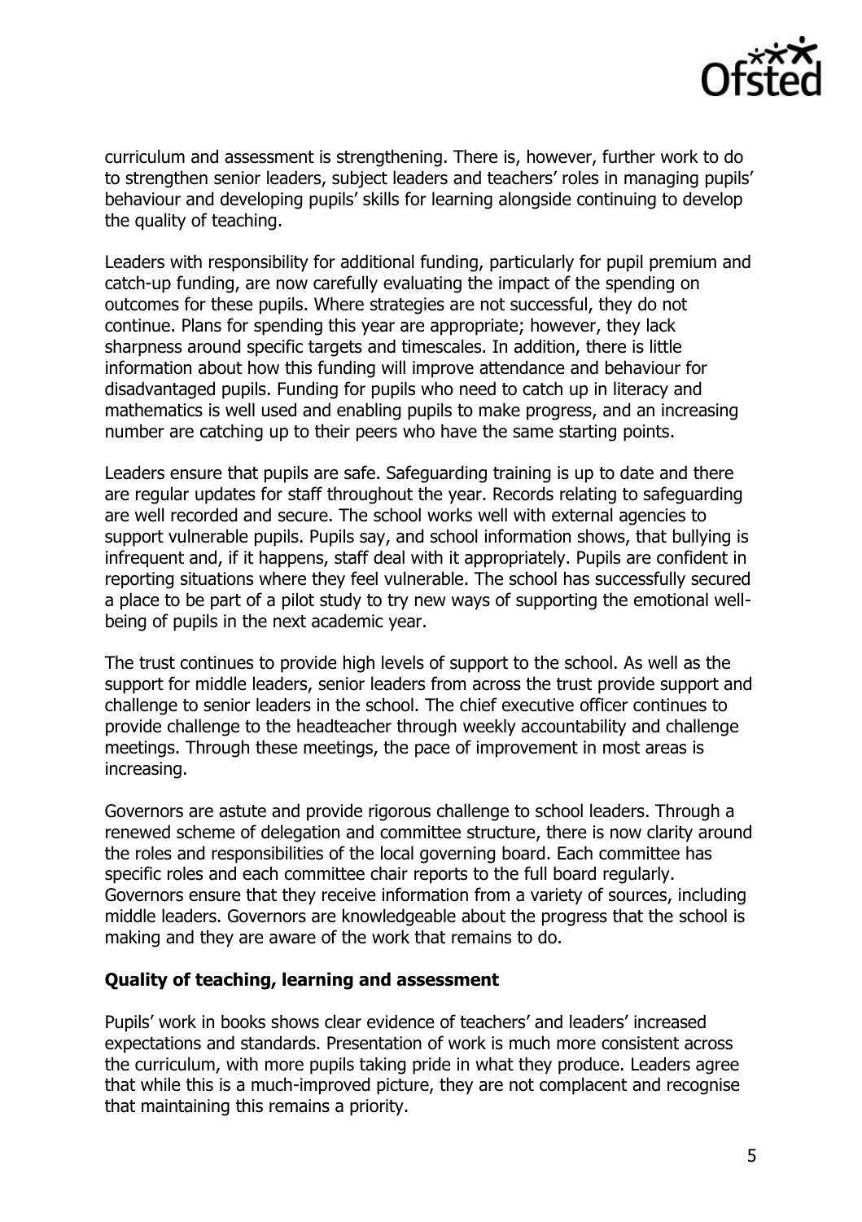curriculum and assessment is strengthening. There is, however, further work to do to strengthen senior leaders, subject leaders and teachers' roles in managing pupils' behaviour and developing pupils' skills for learning alongside continuing to develop the quality of teaching.

Leaders with responsibility for additional funding, particularly for pupil premium and catch-up funding, are now carefully evaluating the impact of the spending on outcomes for these pupils. Where strategies are not successful, they do not continue. Plans for spending this year are appropriate; however, they lack sharpness around specific targets and timescales. In addition, there is little information about how this funding will improve attendance and behaviour for disadvantaged pupils. Funding for pupils who need to catch up in literacy and mathematics is well used and enabling pupils to make progress, and an increasing number are catching up to their peers who have the same starting points.

Leaders ensure that pupils are safe. Safeguarding training is up to date and there are regular updates for staff throughout the year. Records relating to safeguarding are well recorded and secure. The school works well with external agencies to support vulnerable pupils. Pupils say, and school information shows, that bullying is infrequent and, if it happens, staff deal with it appropriately. Pupils are confident in reporting situations where they feel vulnerable. The school has successfully secured a place to be part of a pilot study to try new ways of supporting the emotional well-being of pupils in the next academic year.

The trust continues to provide high levels of support to the school. As well as the support for middle leaders, senior leaders from across the trust provide support and challenge to senior leaders in the school. The chief executive officer continues to provide challenge to the headteacher through weekly accountability and challenge meetings. Through these meetings, the pace of improvement in most areas is increasing.

Governors are astute and provide rigorous challenge to school leaders. Through a renewed scheme of delegation and committee structure, there is now clarity around the roles and responsibilities of the local governing board. Each committee has specific roles and each committee chair reports to the full board regularly. Governors ensure that they receive information from a variety of sources, including middle leaders. Governors are knowledgeable about the progress that the school is making and they are aware of the work that remains to do.

**Quality of teaching, learning and assessment**

Pupils' work in books shows clear evidence of teachers' and leaders' increased expectations and standards. Presentation of work is much more consistent across the curriculum, with more pupils taking pride in what they produce. Leaders agree that while this is a much-improved picture, they are not complacent and recognise that maintaining this remains a priority.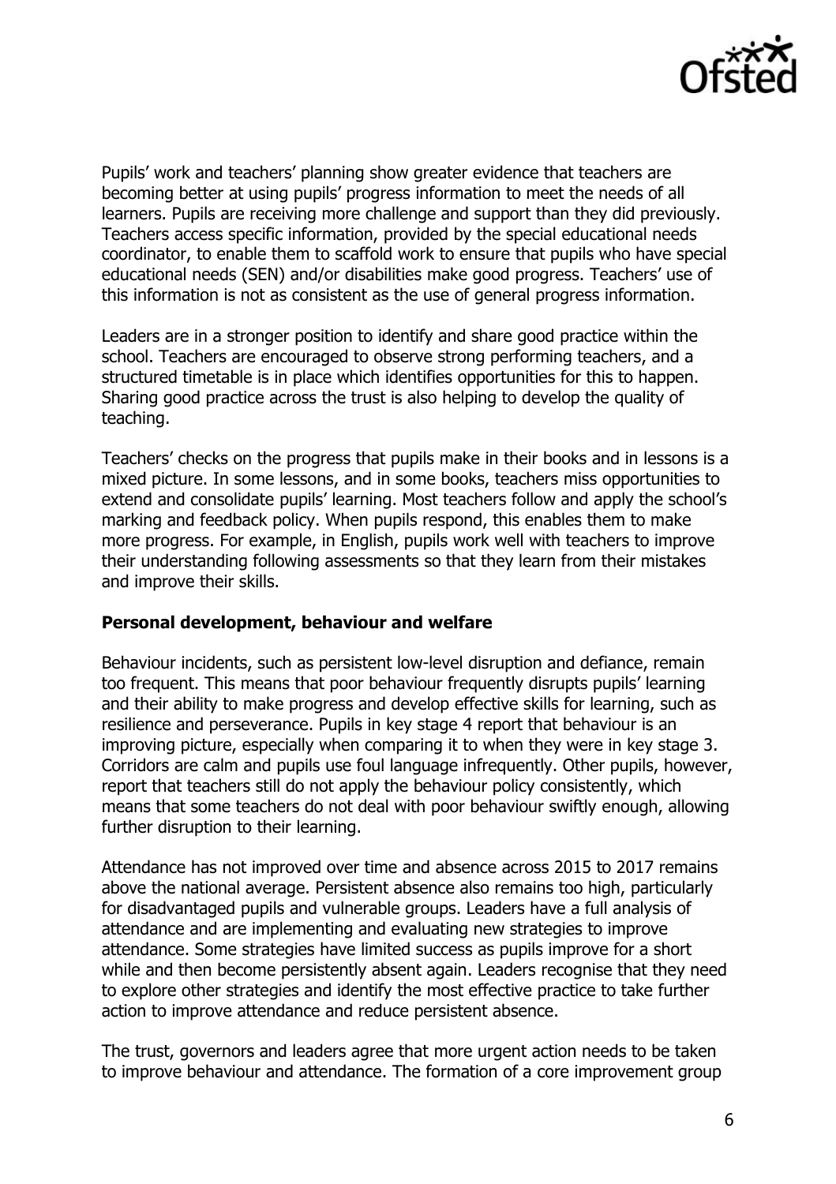Pupils' work and teachers' planning show greater evidence that teachers are becoming better at using pupils' progress information to meet the needs of all learners. Pupils are receiving more challenge and support than they did previously. Teachers access specific information, provided by the special educational needs coordinator, to enable them to scaffold work to ensure that pupils who have special educational needs (SEN) and/or disabilities make good progress. Teachers' use of this information is not as consistent as the use of general progress information.

Leaders are in a stronger position to identify and share good practice within the school. Teachers are encouraged to observe strong performing teachers, and a structured timetable is in place which identifies opportunities for this to happen. Sharing good practice across the trust is also helping to develop the quality of teaching.

Teachers' checks on the progress that pupils make in their books and in lessons is a mixed picture. In some lessons, and in some books, teachers miss opportunities to extend and consolidate pupils' learning. Most teachers follow and apply the school's marking and feedback policy. When pupils respond, this enables them to make more progress. For example, in English, pupils work well with teachers to improve their understanding following assessments so that they learn from their mistakes and improve their skills.

**Personal development, behaviour and welfare**

Behaviour incidents, such as persistent low-level disruption and defiance, remain too frequent. This means that poor behaviour frequently disrupts pupils' learning and their ability to make progress and develop effective skills for learning, such as resilience and perseverance. Pupils in key stage 4 report that behaviour is an improving picture, especially when comparing it to when they were in key stage 3. Corridors are calm and pupils use foul language infrequently. Other pupils, however, report that teachers still do not apply the behaviour policy consistently, which means that some teachers do not deal with poor behaviour swiftly enough, allowing further disruption to their learning.

Attendance has not improved over time and absence across 2015 to 2017 remains above the national average. Persistent absence also remains too high, particularly for disadvantaged pupils and vulnerable groups. Leaders have a full analysis of attendance and are implementing and evaluating new strategies to improve attendance. Some strategies have limited success as pupils improve for a short while and then become persistently absent again. Leaders recognise that they need to explore other strategies and identify the most effective practice to take further action to improve attendance and reduce persistent absence.

The trust, governors and leaders agree that more urgent action needs to be taken to improve behaviour and attendance. The formation of a core improvement group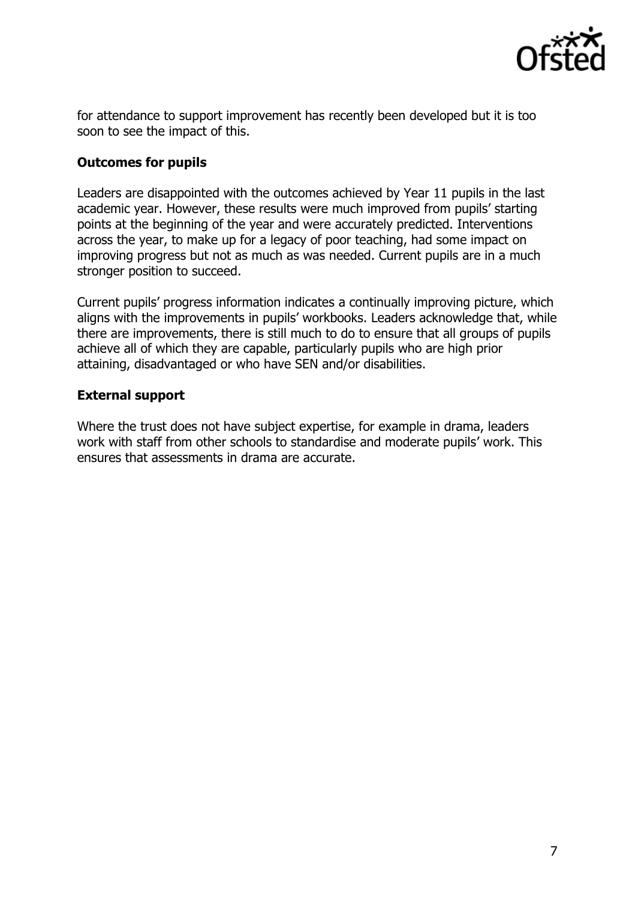for attendance to support improvement has recently been developed but it is too soon to see the impact of this.

**Outcomes for pupils**

Leaders are disappointed with the outcomes achieved by Year 11 pupils in the last academic year. However, these results were much improved from pupils' starting points at the beginning of the year and were accurately predicted. Interventions across the year, to make up for a legacy of poor teaching, had some impact on improving progress but not as much as was needed. Current pupils are in a much stronger position to succeed.

Current pupils' progress information indicates a continually improving picture, which aligns with the improvements in pupils' workbooks. Leaders acknowledge that, while there are improvements, there is still much to do to ensure that all groups of pupils achieve all of which they are capable, particularly pupils who are high prior attaining, disadvantaged or who have SEN and/or disabilities.

**External support**

Where the trust does not have subject expertise, for example in drama, leaders work with staff from other schools to standardise and moderate pupils' work. This ensures that assessments in drama are accurate.